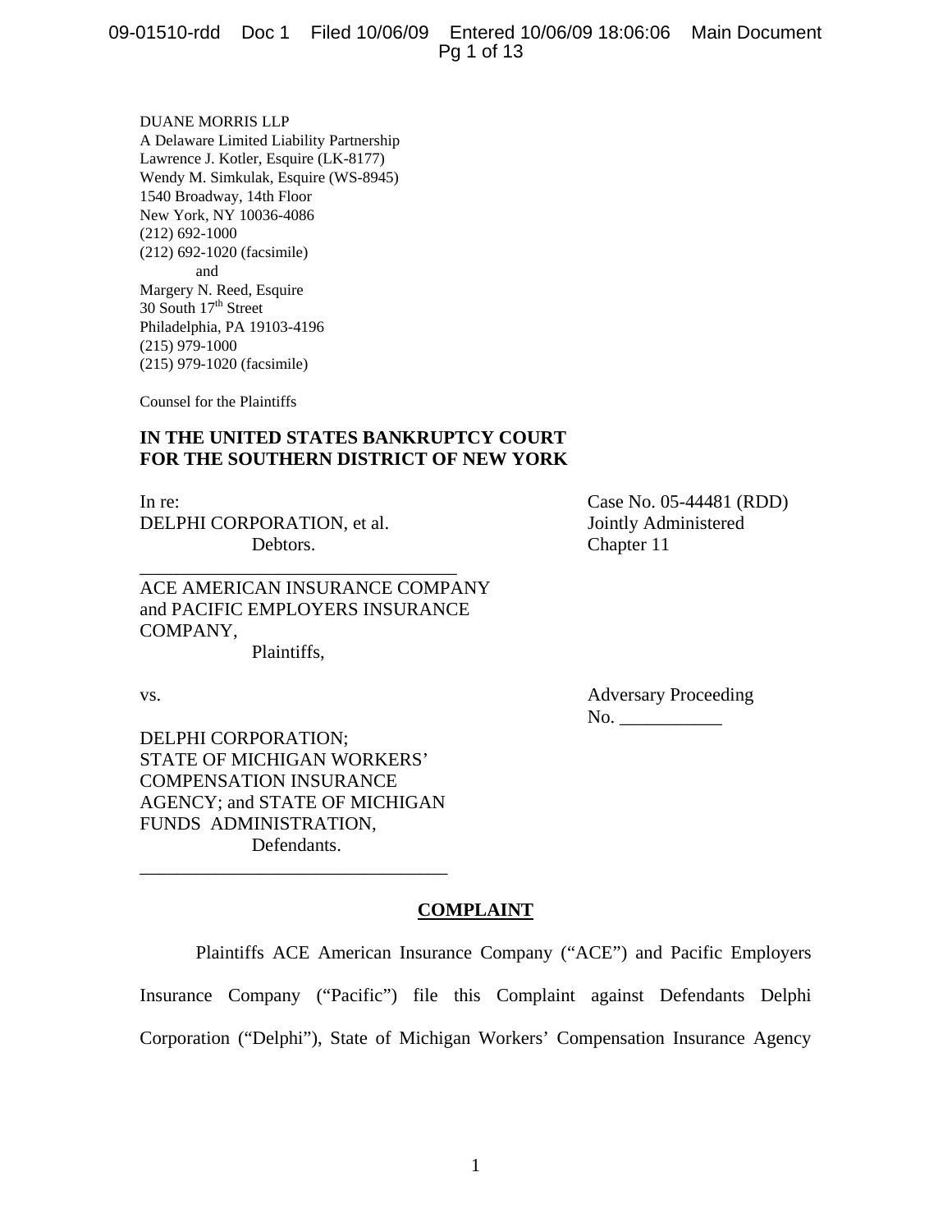DUANE MORRIS LLP
A Delaware Limited Liability Partnership
Lawrence J. Kotler, Esquire (LK-8177)
Wendy M. Simkulak, Esquire (WS-8945)
1540 Broadway, 14th Floor
New York, NY 10036-4086
(212) 692-1000
(212) 692-1020 (facsimile)
and
Margery N. Reed, Esquire
30 South 17th Street
Philadelphia, PA 19103-4196
(215) 979-1000
(215) 979-1020 (facsimile)

Counsel for the Plaintiffs

**IN THE UNITED STATES BANKRUPTCY COURT**
**FOR THE SOUTHERN DISTRICT OF NEW YORK**

In re:
DELPHI CORPORATION, et al.
Debtors.

Case No. 05-44481 (RDD)
Jointly Administered
Chapter 11

ACE AMERICAN INSURANCE COMPANY and PACIFIC EMPLOYERS INSURANCE COMPANY,
Plaintiffs,

vs.

DELPHI CORPORATION; STATE OF MICHIGAN WORKERS' COMPENSATION INSURANCE AGENCY; and STATE OF MICHIGAN FUNDS ADMINISTRATION,
Defendants.

Adversary Proceeding
No. ___________

## COMPLAINT

Plaintiffs ACE American Insurance Company ("ACE") and Pacific Employers Insurance Company ("Pacific") file this Complaint against Defendants Delphi Corporation ("Delphi"), State of Michigan Workers' Compensation Insurance Agency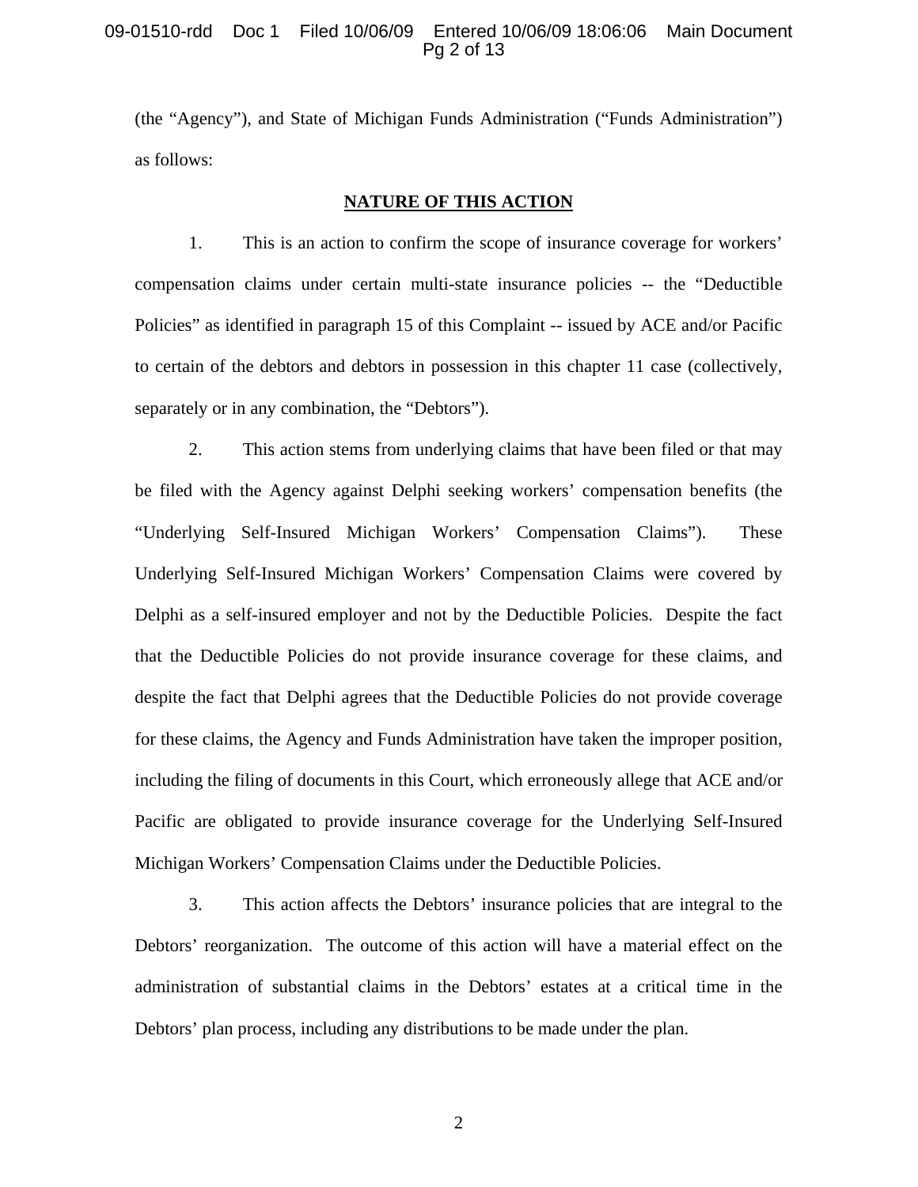(the "Agency"), and State of Michigan Funds Administration ("Funds Administration") as follows:

## NATURE OF THIS ACTION

1. This is an action to confirm the scope of insurance coverage for workers' compensation claims under certain multi-state insurance policies -- the "Deductible Policies" as identified in paragraph 15 of this Complaint -- issued by ACE and/or Pacific to certain of the debtors and debtors in possession in this chapter 11 case (collectively, separately or in any combination, the "Debtors").

2. This action stems from underlying claims that have been filed or that may be filed with the Agency against Delphi seeking workers' compensation benefits (the "Underlying Self-Insured Michigan Workers' Compensation Claims"). These Underlying Self-Insured Michigan Workers' Compensation Claims were covered by Delphi as a self-insured employer and not by the Deductible Policies. Despite the fact that the Deductible Policies do not provide insurance coverage for these claims, and despite the fact that Delphi agrees that the Deductible Policies do not provide coverage for these claims, the Agency and Funds Administration have taken the improper position, including the filing of documents in this Court, which erroneously allege that ACE and/or Pacific are obligated to provide insurance coverage for the Underlying Self-Insured Michigan Workers' Compensation Claims under the Deductible Policies.

3. This action affects the Debtors' insurance policies that are integral to the Debtors' reorganization. The outcome of this action will have a material effect on the administration of substantial claims in the Debtors' estates at a critical time in the Debtors' plan process, including any distributions to be made under the plan.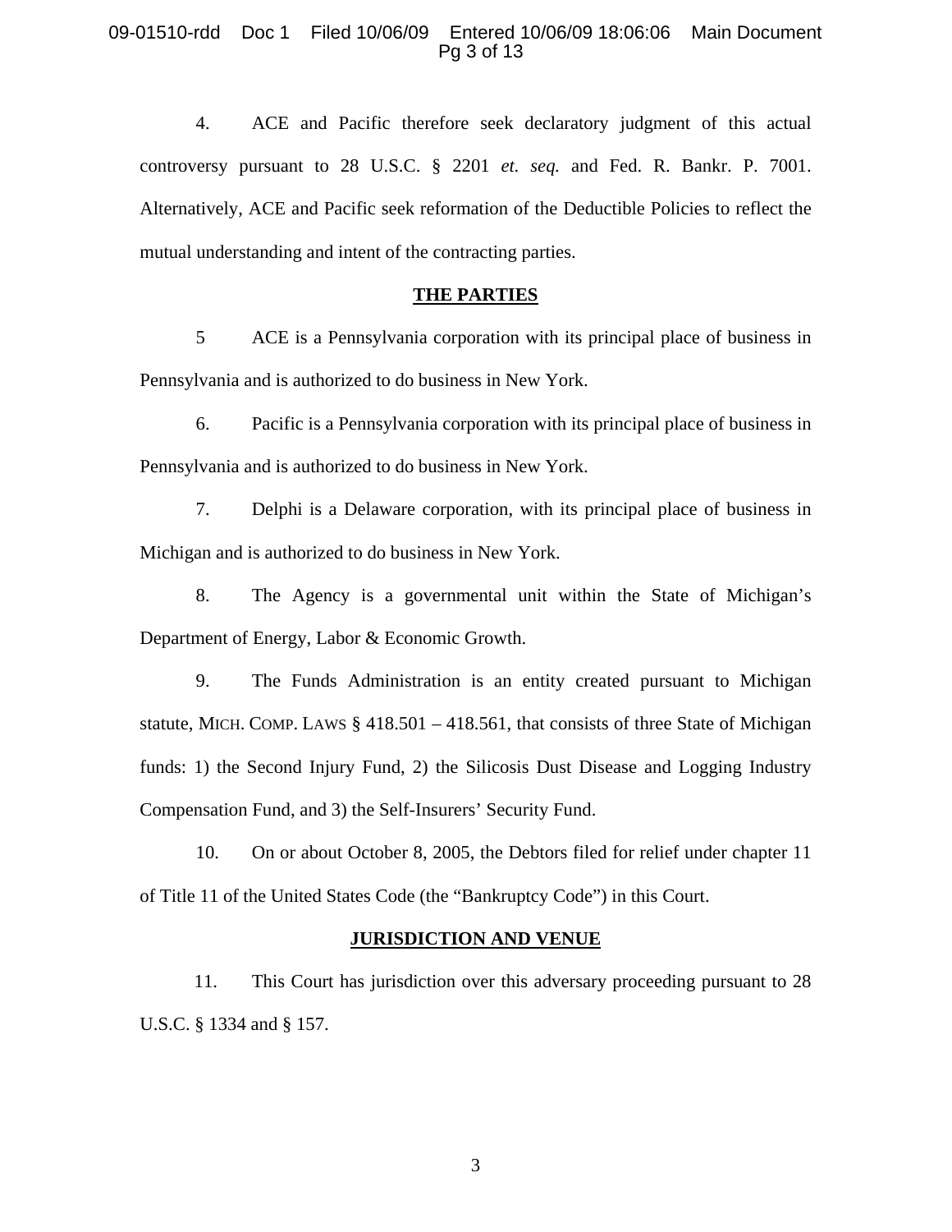4. ACE and Pacific therefore seek declaratory judgment of this actual controversy pursuant to 28 U.S.C. § 2201 *et. seq.* and Fed. R. Bankr. P. 7001. Alternatively, ACE and Pacific seek reformation of the Deductible Policies to reflect the mutual understanding and intent of the contracting parties.

## THE PARTIES

5 ACE is a Pennsylvania corporation with its principal place of business in Pennsylvania and is authorized to do business in New York.

6. Pacific is a Pennsylvania corporation with its principal place of business in Pennsylvania and is authorized to do business in New York.

7. Delphi is a Delaware corporation, with its principal place of business in Michigan and is authorized to do business in New York.

8. The Agency is a governmental unit within the State of Michigan's Department of Energy, Labor & Economic Growth.

9. The Funds Administration is an entity created pursuant to Michigan statute, MICH. COMP. LAWS § 418.501 – 418.561, that consists of three State of Michigan funds: 1) the Second Injury Fund, 2) the Silicosis Dust Disease and Logging Industry Compensation Fund, and 3) the Self-Insurers' Security Fund.

10. On or about October 8, 2005, the Debtors filed for relief under chapter 11 of Title 11 of the United States Code (the "Bankruptcy Code") in this Court.

## JURISDICTION AND VENUE

11. This Court has jurisdiction over this adversary proceeding pursuant to 28 U.S.C. § 1334 and § 157.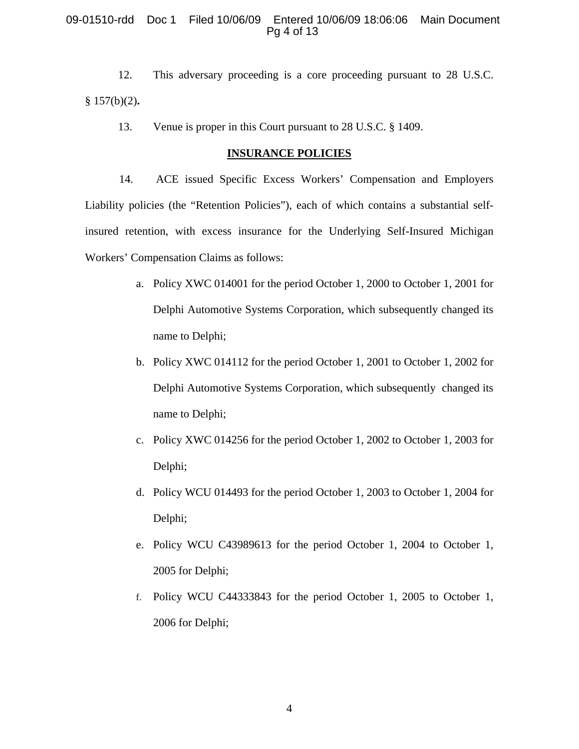12. This adversary proceeding is a core proceeding pursuant to 28 U.S.C. § 157(b)(2).

13. Venue is proper in this Court pursuant to 28 U.S.C. § 1409.

## INSURANCE POLICIES

14. ACE issued Specific Excess Workers' Compensation and Employers Liability policies (the "Retention Policies"), each of which contains a substantial self-insured retention, with excess insurance for the Underlying Self-Insured Michigan Workers' Compensation Claims as follows:

a. Policy XWC 014001 for the period October 1, 2000 to October 1, 2001 for Delphi Automotive Systems Corporation, which subsequently changed its name to Delphi;

b. Policy XWC 014112 for the period October 1, 2001 to October 1, 2002 for Delphi Automotive Systems Corporation, which subsequently changed its name to Delphi;

c. Policy XWC 014256 for the period October 1, 2002 to October 1, 2003 for Delphi;

d. Policy WCU 014493 for the period October 1, 2003 to October 1, 2004 for Delphi;

e. Policy WCU C43989613 for the period October 1, 2004 to October 1, 2005 for Delphi;

f. Policy WCU C44333843 for the period October 1, 2005 to October 1, 2006 for Delphi;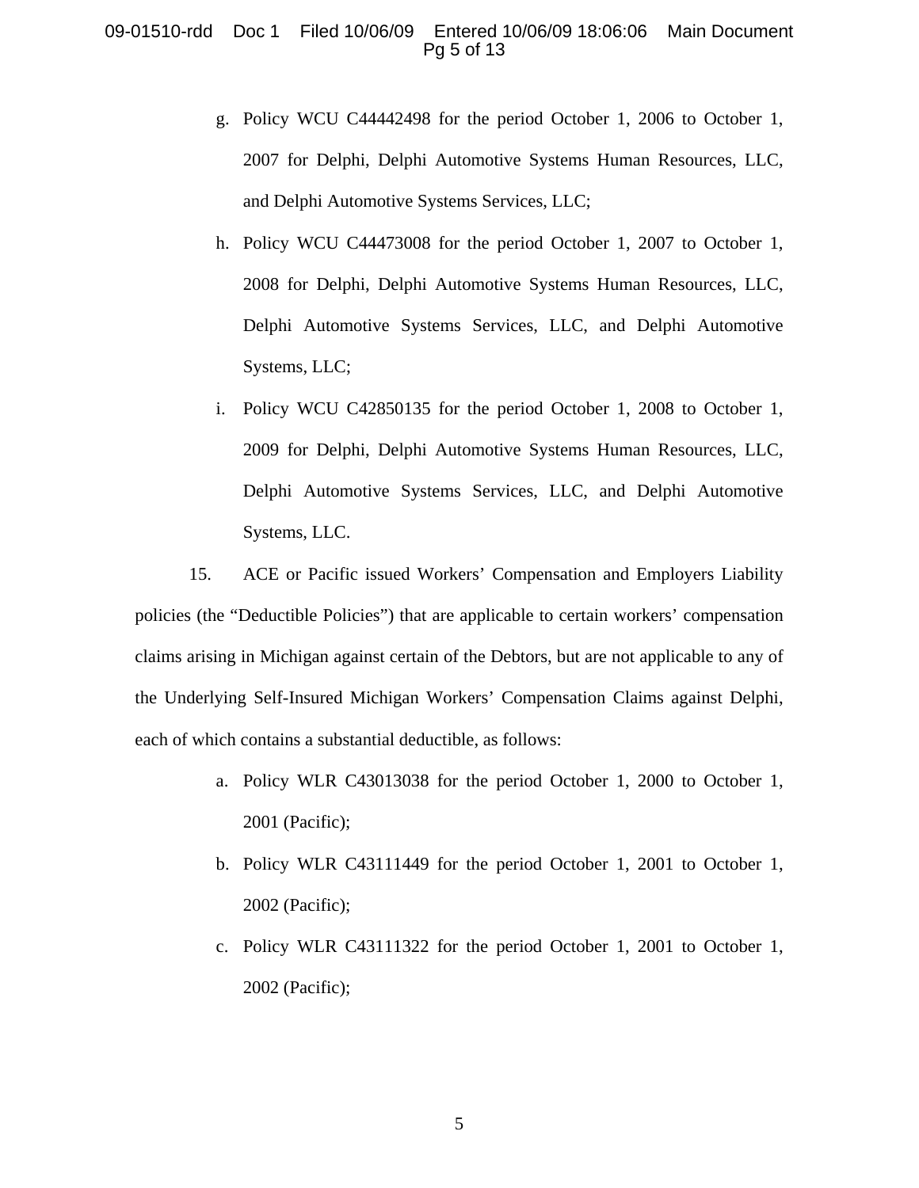g. Policy WCU C44442498 for the period October 1, 2006 to October 1, 2007 for Delphi, Delphi Automotive Systems Human Resources, LLC, and Delphi Automotive Systems Services, LLC;

h. Policy WCU C44473008 for the period October 1, 2007 to October 1, 2008 for Delphi, Delphi Automotive Systems Human Resources, LLC, Delphi Automotive Systems Services, LLC, and Delphi Automotive Systems, LLC;

i. Policy WCU C42850135 for the period October 1, 2008 to October 1, 2009 for Delphi, Delphi Automotive Systems Human Resources, LLC, Delphi Automotive Systems Services, LLC, and Delphi Automotive Systems, LLC.

15. ACE or Pacific issued Workers' Compensation and Employers Liability policies (the "Deductible Policies") that are applicable to certain workers' compensation claims arising in Michigan against certain of the Debtors, but are not applicable to any of the Underlying Self-Insured Michigan Workers' Compensation Claims against Delphi, each of which contains a substantial deductible, as follows:

a. Policy WLR C43013038 for the period October 1, 2000 to October 1, 2001 (Pacific);

b. Policy WLR C43111449 for the period October 1, 2001 to October 1, 2002 (Pacific);

c. Policy WLR C43111322 for the period October 1, 2001 to October 1, 2002 (Pacific);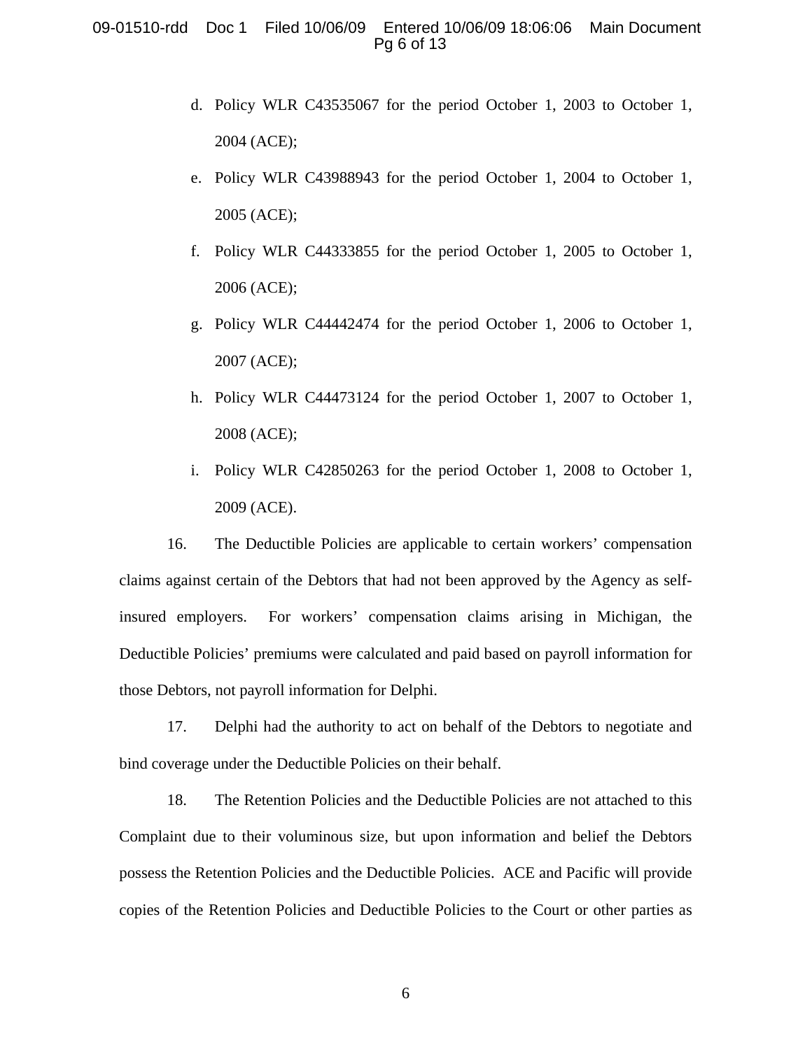d. Policy WLR C43535067 for the period October 1, 2003 to October 1, 2004 (ACE);

e. Policy WLR C43988943 for the period October 1, 2004 to October 1, 2005 (ACE);

f. Policy WLR C44333855 for the period October 1, 2005 to October 1, 2006 (ACE);

g. Policy WLR C44442474 for the period October 1, 2006 to October 1, 2007 (ACE);

h. Policy WLR C44473124 for the period October 1, 2007 to October 1, 2008 (ACE);

i. Policy WLR C42850263 for the period October 1, 2008 to October 1, 2009 (ACE).

16. The Deductible Policies are applicable to certain workers' compensation claims against certain of the Debtors that had not been approved by the Agency as self-insured employers. For workers' compensation claims arising in Michigan, the Deductible Policies' premiums were calculated and paid based on payroll information for those Debtors, not payroll information for Delphi.

17. Delphi had the authority to act on behalf of the Debtors to negotiate and bind coverage under the Deductible Policies on their behalf.

18. The Retention Policies and the Deductible Policies are not attached to this Complaint due to their voluminous size, but upon information and belief the Debtors possess the Retention Policies and the Deductible Policies. ACE and Pacific will provide copies of the Retention Policies and Deductible Policies to the Court or other parties as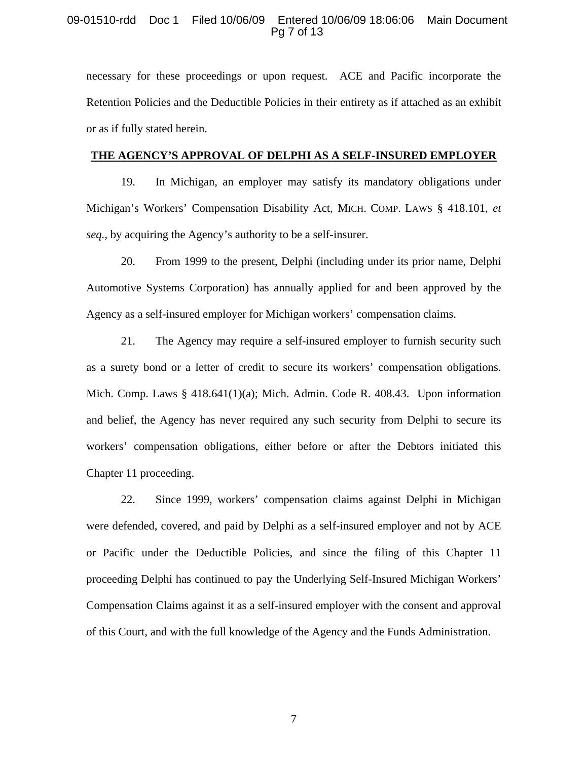necessary for these proceedings or upon request. ACE and Pacific incorporate the Retention Policies and the Deductible Policies in their entirety as if attached as an exhibit or as if fully stated herein.

**THE AGENCY'S APPROVAL OF DELPHI AS A SELF-INSURED EMPLOYER**

19. In Michigan, an employer may satisfy its mandatory obligations under Michigan's Workers' Compensation Disability Act, MICH. COMP. LAWS § 418.101, *et seq.*, by acquiring the Agency's authority to be a self-insurer.

20. From 1999 to the present, Delphi (including under its prior name, Delphi Automotive Systems Corporation) has annually applied for and been approved by the Agency as a self-insured employer for Michigan workers' compensation claims.

21. The Agency may require a self-insured employer to furnish security such as a surety bond or a letter of credit to secure its workers' compensation obligations. Mich. Comp. Laws § 418.641(1)(a); Mich. Admin. Code R. 408.43. Upon information and belief, the Agency has never required any such security from Delphi to secure its workers' compensation obligations, either before or after the Debtors initiated this Chapter 11 proceeding.

22. Since 1999, workers' compensation claims against Delphi in Michigan were defended, covered, and paid by Delphi as a self-insured employer and not by ACE or Pacific under the Deductible Policies, and since the filing of this Chapter 11 proceeding Delphi has continued to pay the Underlying Self-Insured Michigan Workers' Compensation Claims against it as a self-insured employer with the consent and approval of this Court, and with the full knowledge of the Agency and the Funds Administration.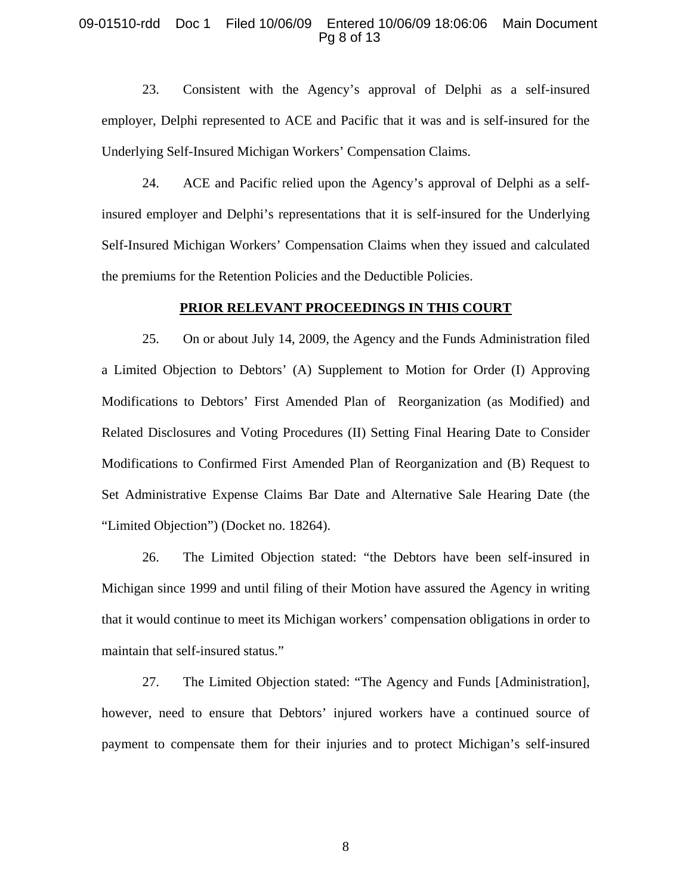23. Consistent with the Agency's approval of Delphi as a self-insured employer, Delphi represented to ACE and Pacific that it was and is self-insured for the Underlying Self-Insured Michigan Workers' Compensation Claims.

24. ACE and Pacific relied upon the Agency's approval of Delphi as a self-insured employer and Delphi's representations that it is self-insured for the Underlying Self-Insured Michigan Workers' Compensation Claims when they issued and calculated the premiums for the Retention Policies and the Deductible Policies.

## PRIOR RELEVANT PROCEEDINGS IN THIS COURT

25. On or about July 14, 2009, the Agency and the Funds Administration filed a Limited Objection to Debtors' (A) Supplement to Motion for Order (I) Approving Modifications to Debtors' First Amended Plan of Reorganization (as Modified) and Related Disclosures and Voting Procedures (II) Setting Final Hearing Date to Consider Modifications to Confirmed First Amended Plan of Reorganization and (B) Request to Set Administrative Expense Claims Bar Date and Alternative Sale Hearing Date (the "Limited Objection") (Docket no. 18264).

26. The Limited Objection stated: "the Debtors have been self-insured in Michigan since 1999 and until filing of their Motion have assured the Agency in writing that it would continue to meet its Michigan workers' compensation obligations in order to maintain that self-insured status."

27. The Limited Objection stated: "The Agency and Funds [Administration], however, need to ensure that Debtors' injured workers have a continued source of payment to compensate them for their injuries and to protect Michigan's self-insured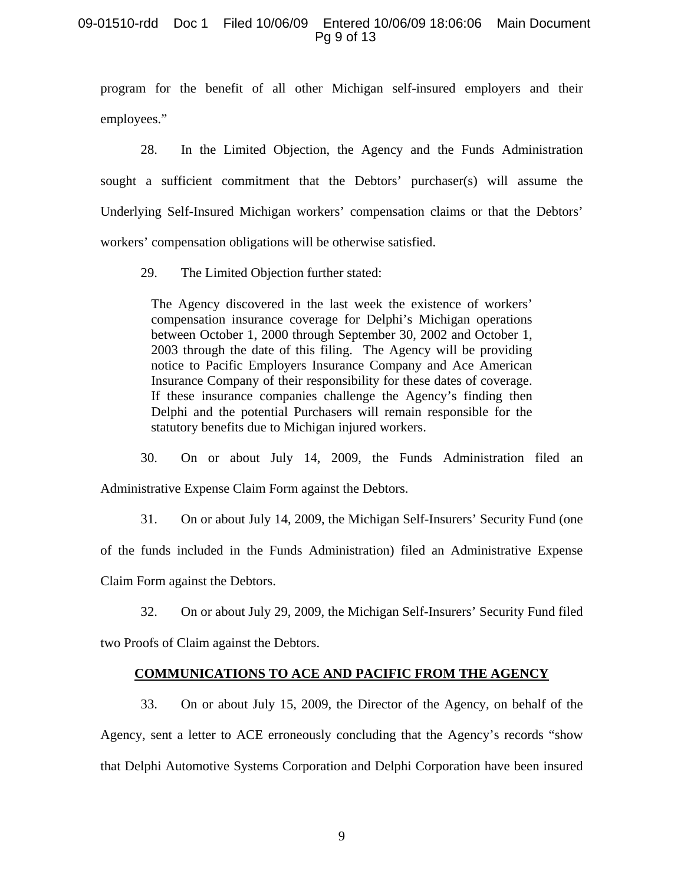program for the benefit of all other Michigan self-insured employers and their employees."

28. In the Limited Objection, the Agency and the Funds Administration sought a sufficient commitment that the Debtors' purchaser(s) will assume the Underlying Self-Insured Michigan workers' compensation claims or that the Debtors' workers' compensation obligations will be otherwise satisfied.

29. The Limited Objection further stated:

> The Agency discovered in the last week the existence of workers' compensation insurance coverage for Delphi's Michigan operations between October 1, 2000 through September 30, 2002 and October 1, 2003 through the date of this filing. The Agency will be providing notice to Pacific Employers Insurance Company and Ace American Insurance Company of their responsibility for these dates of coverage. If these insurance companies challenge the Agency's finding then Delphi and the potential Purchasers will remain responsible for the statutory benefits due to Michigan injured workers.

30. On or about July 14, 2009, the Funds Administration filed an Administrative Expense Claim Form against the Debtors.

31. On or about July 14, 2009, the Michigan Self-Insurers' Security Fund (one of the funds included in the Funds Administration) filed an Administrative Expense Claim Form against the Debtors.

32. On or about July 29, 2009, the Michigan Self-Insurers' Security Fund filed two Proofs of Claim against the Debtors.

**COMMUNICATIONS TO ACE AND PACIFIC FROM THE AGENCY**

33. On or about July 15, 2009, the Director of the Agency, on behalf of the Agency, sent a letter to ACE erroneously concluding that the Agency's records "show that Delphi Automotive Systems Corporation and Delphi Corporation have been insured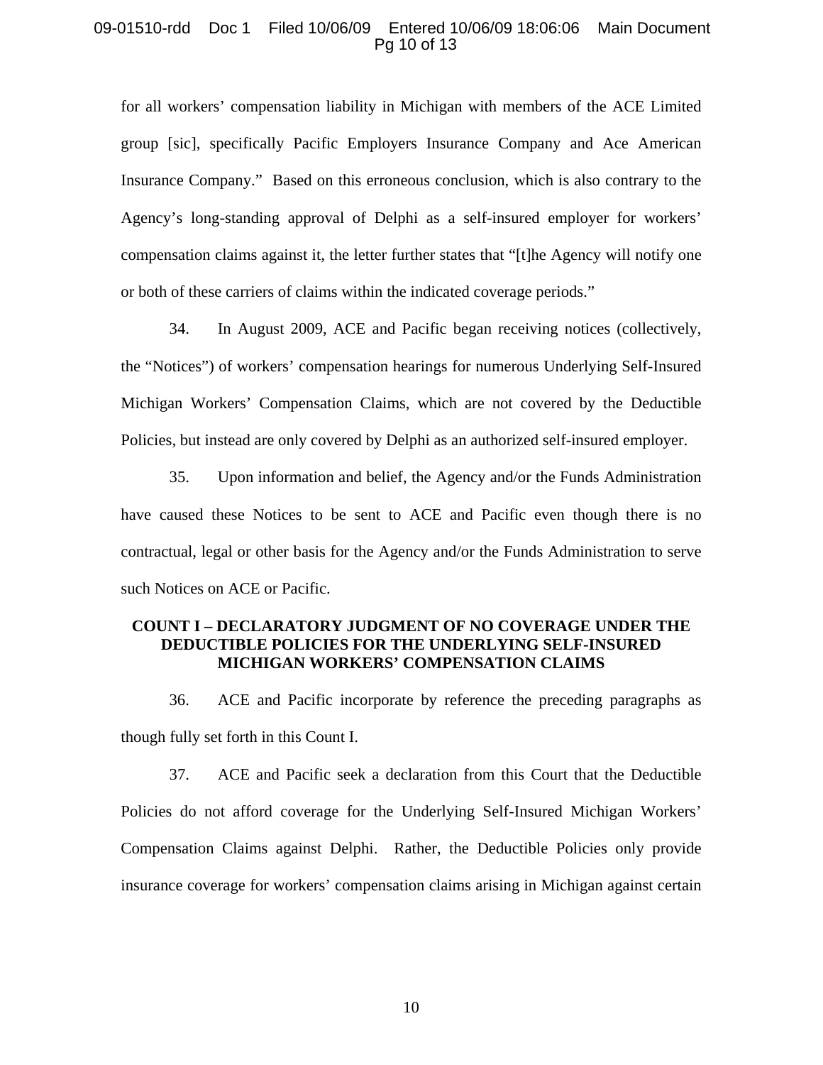for all workers' compensation liability in Michigan with members of the ACE Limited group [sic], specifically Pacific Employers Insurance Company and Ace American Insurance Company." Based on this erroneous conclusion, which is also contrary to the Agency's long-standing approval of Delphi as a self-insured employer for workers' compensation claims against it, the letter further states that "[t]he Agency will notify one or both of these carriers of claims within the indicated coverage periods."

34. In August 2009, ACE and Pacific began receiving notices (collectively, the "Notices") of workers' compensation hearings for numerous Underlying Self-Insured Michigan Workers' Compensation Claims, which are not covered by the Deductible Policies, but instead are only covered by Delphi as an authorized self-insured employer.

35. Upon information and belief, the Agency and/or the Funds Administration have caused these Notices to be sent to ACE and Pacific even though there is no contractual, legal or other basis for the Agency and/or the Funds Administration to serve such Notices on ACE or Pacific.

## COUNT I – DECLARATORY JUDGMENT OF NO COVERAGE UNDER THE DEDUCTIBLE POLICIES FOR THE UNDERLYING SELF-INSURED MICHIGAN WORKERS' COMPENSATION CLAIMS

36. ACE and Pacific incorporate by reference the preceding paragraphs as though fully set forth in this Count I.

37. ACE and Pacific seek a declaration from this Court that the Deductible Policies do not afford coverage for the Underlying Self-Insured Michigan Workers' Compensation Claims against Delphi. Rather, the Deductible Policies only provide insurance coverage for workers' compensation claims arising in Michigan against certain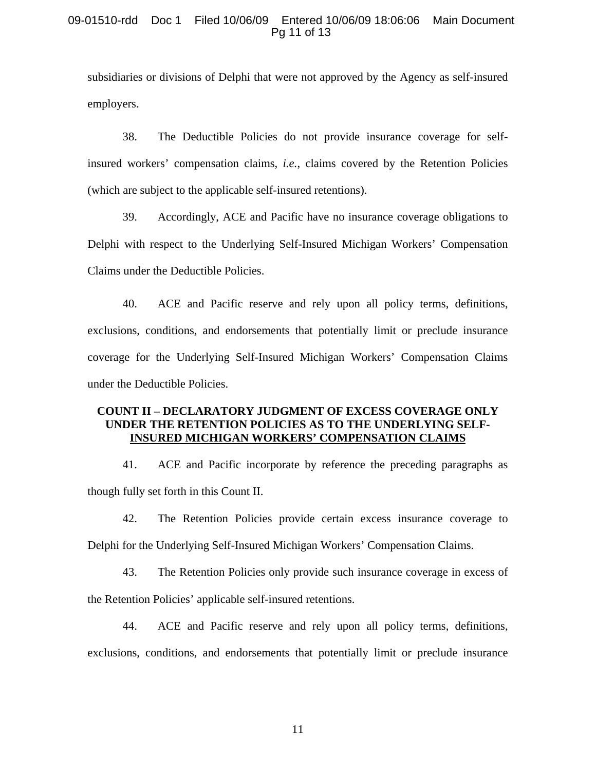subsidiaries or divisions of Delphi that were not approved by the Agency as self-insured employers.

38. The Deductible Policies do not provide insurance coverage for self-insured workers' compensation claims, *i.e.*, claims covered by the Retention Policies (which are subject to the applicable self-insured retentions).

39. Accordingly, ACE and Pacific have no insurance coverage obligations to Delphi with respect to the Underlying Self-Insured Michigan Workers' Compensation Claims under the Deductible Policies.

40. ACE and Pacific reserve and rely upon all policy terms, definitions, exclusions, conditions, and endorsements that potentially limit or preclude insurance coverage for the Underlying Self-Insured Michigan Workers' Compensation Claims under the Deductible Policies.

**COUNT II – DECLARATORY JUDGMENT OF EXCESS COVERAGE ONLY UNDER THE RETENTION POLICIES AS TO THE UNDERLYING SELF-INSURED MICHIGAN WORKERS' COMPENSATION CLAIMS**

41. ACE and Pacific incorporate by reference the preceding paragraphs as though fully set forth in this Count II.

42. The Retention Policies provide certain excess insurance coverage to Delphi for the Underlying Self-Insured Michigan Workers' Compensation Claims.

43. The Retention Policies only provide such insurance coverage in excess of the Retention Policies' applicable self-insured retentions.

44. ACE and Pacific reserve and rely upon all policy terms, definitions, exclusions, conditions, and endorsements that potentially limit or preclude insurance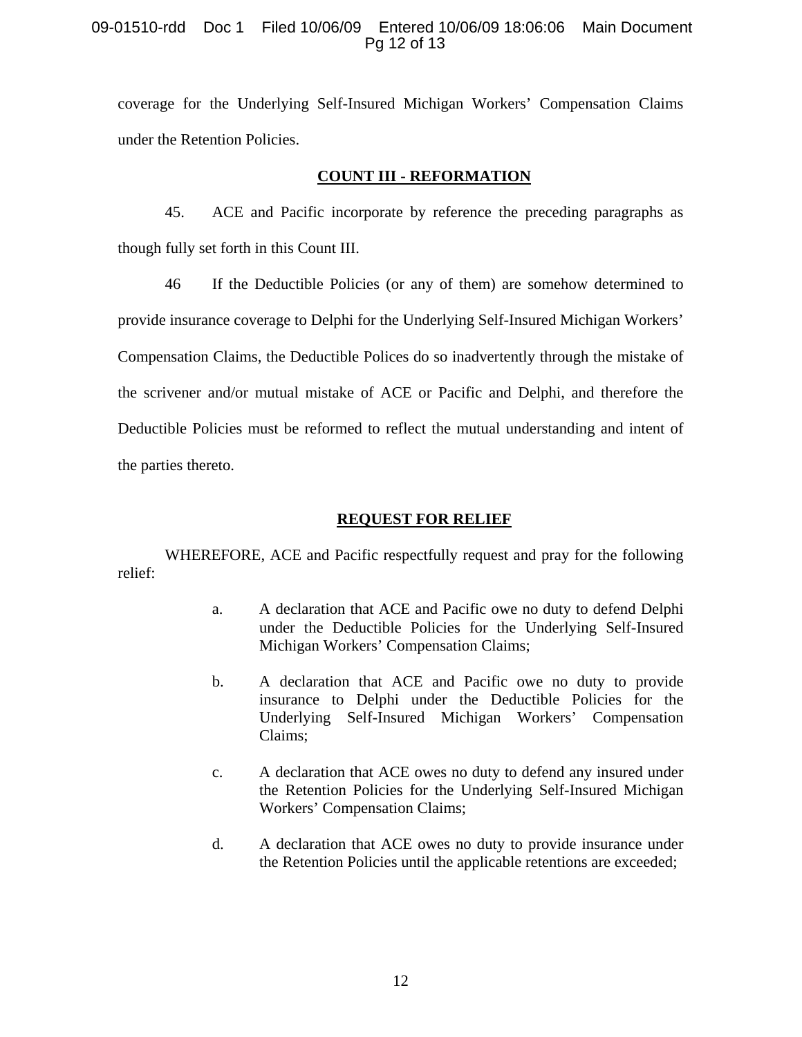coverage for the Underlying Self-Insured Michigan Workers' Compensation Claims under the Retention Policies.

## COUNT III - REFORMATION

45. ACE and Pacific incorporate by reference the preceding paragraphs as though fully set forth in this Count III.

46 If the Deductible Policies (or any of them) are somehow determined to provide insurance coverage to Delphi for the Underlying Self-Insured Michigan Workers' Compensation Claims, the Deductible Polices do so inadvertently through the mistake of the scrivener and/or mutual mistake of ACE or Pacific and Delphi, and therefore the Deductible Policies must be reformed to reflect the mutual understanding and intent of the parties thereto.

## REQUEST FOR RELIEF

WHEREFORE, ACE and Pacific respectfully request and pray for the following relief:

a. A declaration that ACE and Pacific owe no duty to defend Delphi under the Deductible Policies for the Underlying Self-Insured Michigan Workers' Compensation Claims;

b. A declaration that ACE and Pacific owe no duty to provide insurance to Delphi under the Deductible Policies for the Underlying Self-Insured Michigan Workers' Compensation Claims;

c. A declaration that ACE owes no duty to defend any insured under the Retention Policies for the Underlying Self-Insured Michigan Workers' Compensation Claims;

d. A declaration that ACE owes no duty to provide insurance under the Retention Policies until the applicable retentions are exceeded;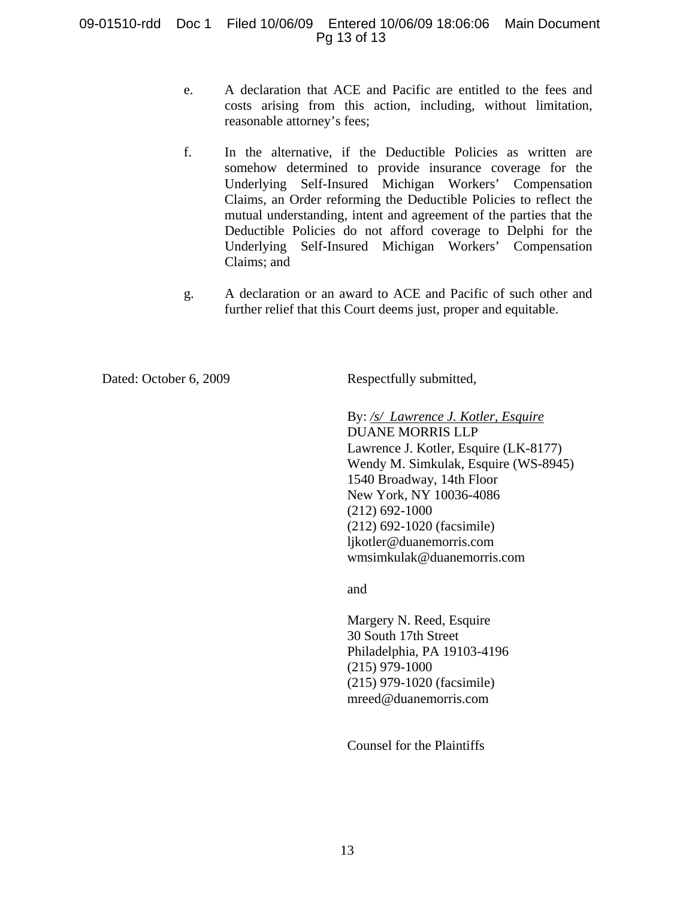e. A declaration that ACE and Pacific are entitled to the fees and costs arising from this action, including, without limitation, reasonable attorney's fees;

f. In the alternative, if the Deductible Policies as written are somehow determined to provide insurance coverage for the Underlying Self-Insured Michigan Workers' Compensation Claims, an Order reforming the Deductible Policies to reflect the mutual understanding, intent and agreement of the parties that the Deductible Policies do not afford coverage to Delphi for the Underlying Self-Insured Michigan Workers' Compensation Claims; and

g. A declaration or an award to ACE and Pacific of such other and further relief that this Court deems just, proper and equitable.

Dated: October 6, 2009

Respectfully submitted,

By: */s/ Lawrence J. Kotler, Esquire*
DUANE MORRIS LLP
Lawrence J. Kotler, Esquire (LK-8177)
Wendy M. Simkulak, Esquire (WS-8945)
1540 Broadway, 14th Floor
New York, NY 10036-4086
(212) 692-1000
(212) 692-1020 (facsimile)
ljkotler@duanemorris.com
wmsimkulak@duanemorris.com

and

Margery N. Reed, Esquire
30 South 17th Street
Philadelphia, PA 19103-4196
(215) 979-1000
(215) 979-1020 (facsimile)
mreed@duanemorris.com

Counsel for the Plaintiffs